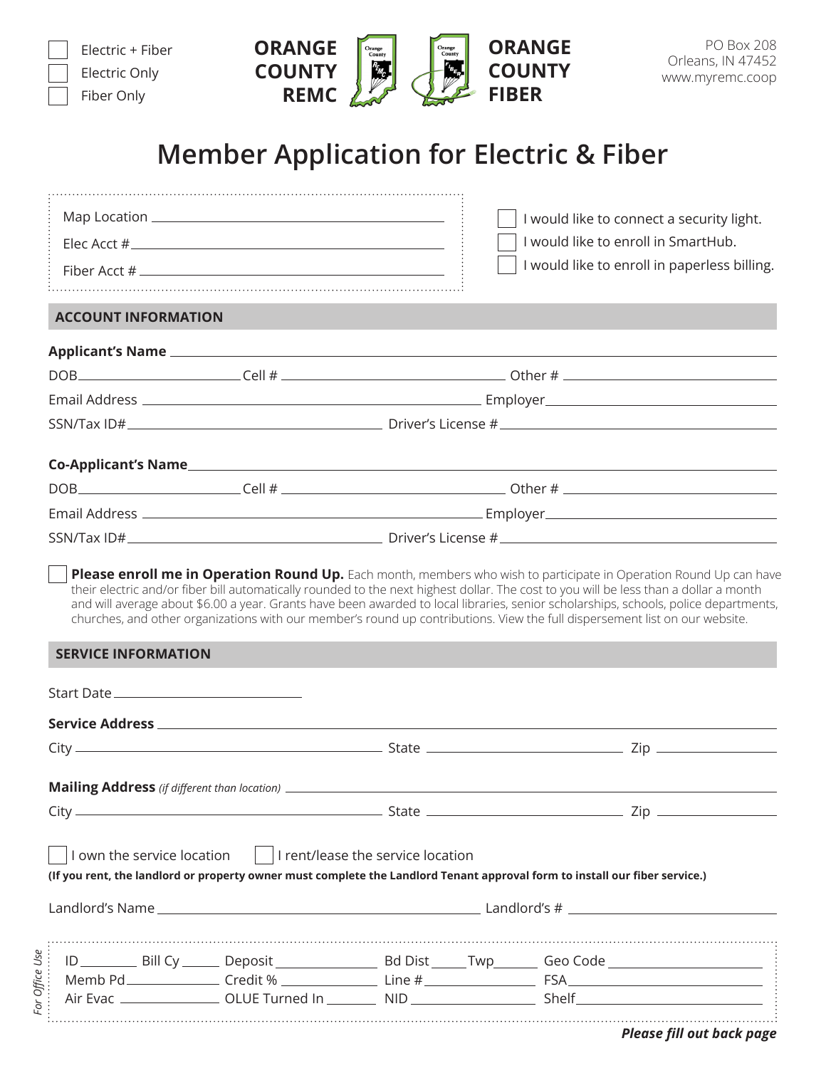- [ ] Electric + Fiber
- [ ] Electric Only
- [ ] Fiber Only

**ORANGE COUNTY REMC** | **ORANGE COUNTY FIBER**

PO Box 208
Orleans, IN 47452
www.myremc.coop

# Member Application for Electric & Fiber

Map Location ____________________

Elec Acct # ____________________

Fiber Acct # ____________________

- [ ] I would like to connect a security light.
- [ ] I would like to enroll in SmartHub.
- [ ] I would like to enroll in paperless billing.

## ACCOUNT INFORMATION

**Applicant's Name** ____________________

DOB __________ Cell # __________ Other # __________

Email Address __________ Employer __________

SSN/Tax ID# __________ Driver's License # __________

**Co-Applicant's Name** ____________________

DOB __________ Cell # __________ Other # __________

Email Address __________ Employer __________

SSN/Tax ID# __________ Driver's License # __________

- [ ] **Please enroll me in Operation Round Up.** Each month, members who wish to participate in Operation Round Up can have their electric and/or fiber bill automatically rounded to the next highest dollar. The cost to you will be less than a dollar a month and will average about $6.00 a year. Grants have been awarded to local libraries, senior scholarships, schools, police departments, churches, and other organizations with our member's round up contributions. View the full dispersement list on our website.

## SERVICE INFORMATION

Start Date __________

**Service Address** ____________________

City __________ State __________ Zip __________

**Mailing Address** *(if different than location)* ____________________

City __________ State __________ Zip __________

- [ ] I own the service location
- [ ] I rent/lease the service location

**(If you rent, the landlord or property owner must complete the Landlord Tenant approval form to install our fiber service.)**

Landlord's Name __________ Landlord's # __________

*For Office Use*

ID ______ Bill Cy ______ Deposit ______ Bd Dist ______ Twp ______ Geo Code ______

Memb Pd ______ Credit % ______ Line # ______ FSA ______

Air Evac ______ OLUE Turned In ______ NID ______ Shelf ______

***Please fill out back page***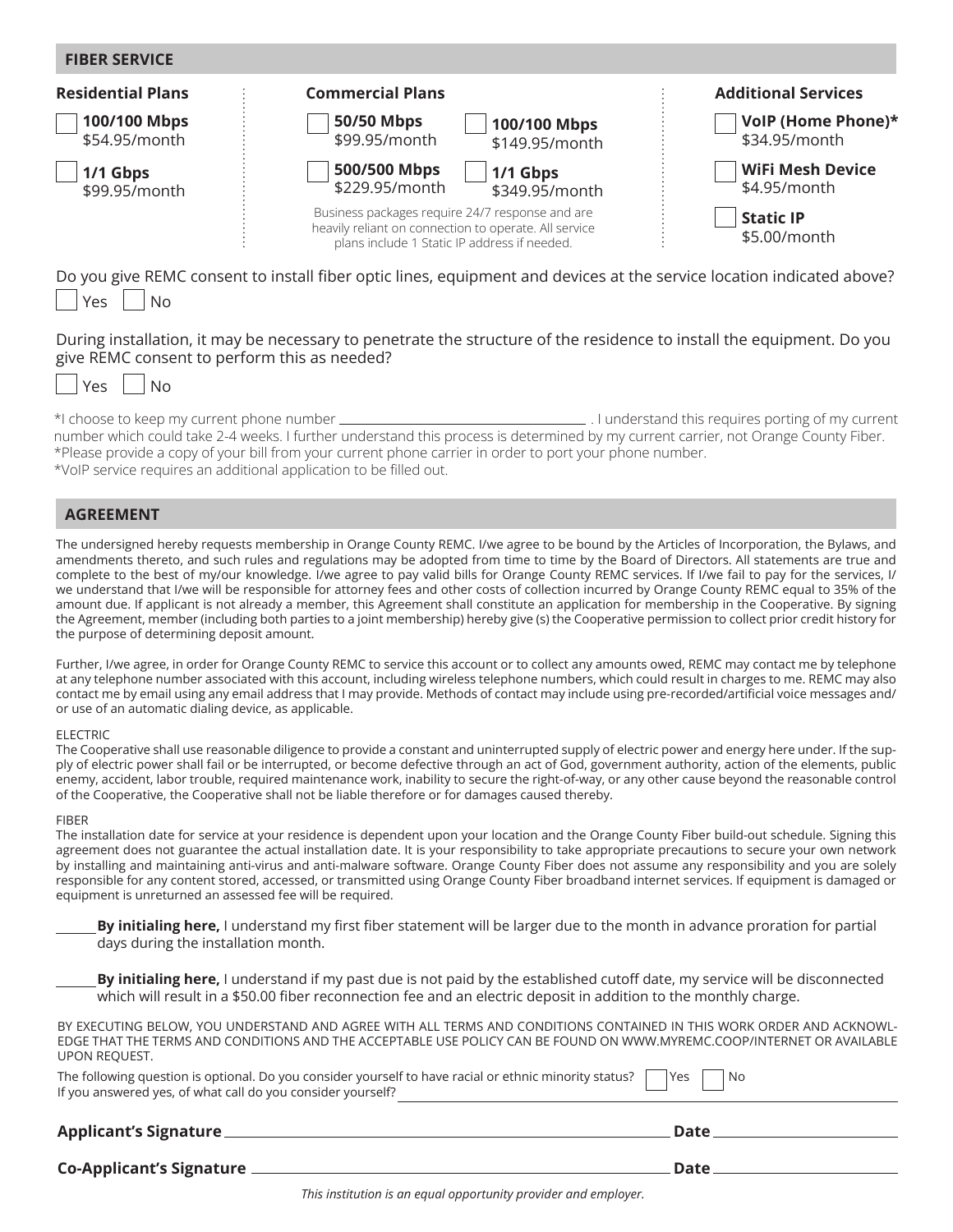## FIBER SERVICE

**Residential Plans**

- ☐ **100/100 Mbps** $54.95/month
- ☐ **1/1 Gbps** $99.95/month

**Commercial Plans**

- ☐ **50/50 Mbps** $99.95/month
- ☐ **100/100 Mbps** $149.95/month
- ☐ **500/500 Mbps** $229.95/month
- ☐ **1/1 Gbps** $349.95/month

Business packages require 24/7 response and are heavily reliant on connection to operate. All service plans include 1 Static IP address if needed.

**Additional Services**

- ☐ **VoIP (Home Phone)*** $34.95/month
- ☐ **WiFi Mesh Device** $4.95/month
- ☐ **Static IP** $5.00/month

Do you give REMC consent to install fiber optic lines, equipment and devices at the service location indicated above?

☐ Yes ☐ No

During installation, it may be necessary to penetrate the structure of the residence to install the equipment. Do you give REMC consent to perform this as needed?

☐ Yes ☐ No

*I choose to keep my current phone number ______________________ . I understand this requires porting of my current number which could take 2-4 weeks. I further understand this process is determined by my current carrier, not Orange County Fiber.
*Please provide a copy of your bill from your current phone carrier in order to port your phone number.
*VoIP service requires an additional application to be filled out.

## AGREEMENT

The undersigned hereby requests membership in Orange County REMC. I/we agree to be bound by the Articles of Incorporation, the Bylaws, and amendments thereto, and such rules and regulations may be adopted from time to time by the Board of Directors. All statements are true and complete to the best of my/our knowledge. I/we agree to pay valid bills for Orange County REMC services. If I/we fail to pay for the services, I/we understand that I/we will be responsible for attorney fees and other costs of collection incurred by Orange County REMC equal to 35% of the amount due. If applicant is not already a member, this Agreement shall constitute an application for membership in the Cooperative. By signing the Agreement, member (including both parties to a joint membership) hereby give (s) the Cooperative permission to collect prior credit history for the purpose of determining deposit amount.

Further, I/we agree, in order for Orange County REMC to service this account or to collect any amounts owed, REMC may contact me by telephone at any telephone number associated with this account, including wireless telephone numbers, which could result in charges to me. REMC may also contact me by email using any email address that I may provide. Methods of contact may include using pre-recorded/artificial voice messages and/or use of an automatic dialing device, as applicable.

ELECTRIC
The Cooperative shall use reasonable diligence to provide a constant and uninterrupted supply of electric power and energy here under. If the supply of electric power shall fail or be interrupted, or become defective through an act of God, government authority, action of the elements, public enemy, accident, labor trouble, required maintenance work, inability to secure the right-of-way, or any other cause beyond the reasonable control of the Cooperative, the Cooperative shall not be liable therefore or for damages caused thereby.

FIBER
The installation date for service at your residence is dependent upon your location and the Orange County Fiber build-out schedule. Signing this agreement does not guarantee the actual installation date. It is your responsibility to take appropriate precautions to secure your own network by installing and maintaining anti-virus and anti-malware software. Orange County Fiber does not assume any responsibility and you are solely responsible for any content stored, accessed, or transmitted using Orange County Fiber broadband internet services. If equipment is damaged or equipment is unreturned an assessed fee will be required.

______ **By initialing here,** I understand my first fiber statement will be larger due to the month in advance proration for partial days during the installation month.

______ **By initialing here,** I understand if my past due is not paid by the established cutoff date, my service will be disconnected which will result in a $50.00 fiber reconnection fee and an electric deposit in addition to the monthly charge.

BY EXECUTING BELOW, YOU UNDERSTAND AND AGREE WITH ALL TERMS AND CONDITIONS CONTAINED IN THIS WORK ORDER AND ACKNOWLEDGE THAT THE TERMS AND CONDITIONS AND THE ACCEPTABLE USE POLICY CAN BE FOUND ON WWW.MYREMC.COOP/INTERNET OR AVAILABLE UPON REQUEST.

The following question is optional. Do you consider yourself to have racial or ethnic minority status? ☐ Yes ☐ No
If you answered yes, of what call do you consider yourself? ______________________

**Applicant's Signature** ______________________ **Date** ____________

**Co-Applicant's Signature** ______________________ **Date** ____________

*This institution is an equal opportunity provider and employer.*